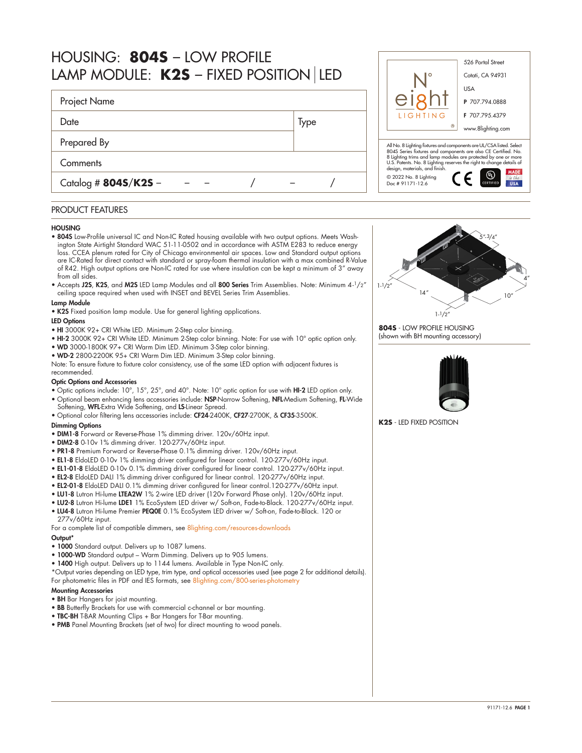# HOUSING: **804S** – LOW PROFILE
# LAMP MODULE: **K2S** – FIXED POSITION | LED

| Project Name | |
|---|---|
| Date | Type |
| Prepared By | |
| Comments | |
| Catalog # **804S/K2S** – &nbsp;&nbsp; – &nbsp;&nbsp; – &nbsp;&nbsp; / &nbsp;&nbsp; – &nbsp;&nbsp; / | |

N° eight LIGHTING

526 Portal Street
Cotati, CA 94931
USA
**P** 707.794.0888
**F** 707.795.4379
www.8lighting.com

All No. 8 Lighting fixtures and components are UL/CSA listed. Select 804S Series fixtures and components are also CE Certified. No. 8 Lighting trims and lamp modules are protected by one or more U.S. Patents. No. 8 Lighting reserves the right to change details of design, materials, and finish.

© 2022 No. 8 Lighting
Doc # 91171-12.6

MADE in the USA

## PRODUCT FEATURES

### HOUSING

- **804S** Low-Profile universal IC and Non-IC Rated housing available with two output options. Meets Washington State Airtight Standard WAC 51-11-0502 and in accordance with ASTM E283 to reduce energy loss. CCEA plenum rated for City of Chicago environmental air spaces. Low and Standard output options are IC-Rated for direct contact with standard or spray-foam thermal insulation with a max combined R-Value of R42. High output options are Non-IC rated for use where insulation can be kept a minimum of 3" away from all sides.
- Accepts **J2S**, **K2S**, and **M2S** LED Lamp Modules and all **800 Series** Trim Assemblies. Note: Minimum 4-1/2" ceiling space required when used with INSET and BEVEL Series Trim Assemblies.

### Lamp Module

- **K2S** Fixed position lamp module. Use for general lighting applications.

### LED Options

- **HI** 3000K 92+ CRI White LED. Minimum 2-Step color binning.
- **HI-2** 3000K 92+ CRI White LED. Minimum 2-Step color binning. Note: For use with 10° optic option only.
- **WD** 3000-1800K 97+ CRI Warm Dim LED. Minimum 3-Step color binning.
- **WD-2** 2800-2200K 95+ CRI Warm Dim LED. Minimum 3-Step color binning.

Note: To ensure fixture to fixture color consistency, use of the same LED option with adjacent fixtures is recommended.

### Optic Options and Accessories

- Optic options include: 10°, 15°, 25°, and 40°. Note: 10° optic option for use with **HI-2** LED option only.
- Optional beam enhancing lens accessories include: **NSP**-Narrow Softening, **NFL**-Medium Softening, **FL**-Wide Softening, **WFL**-Extra Wide Softening, and **LS**-Linear Spread.
- Optional color filtering lens accessories include: **CF24**-2400K, **CF27**-2700K, & **CF35**-3500K.

### Dimming Options

- **DIM1-8** Forward or Reverse-Phase 1% dimming driver. 120v/60Hz input.
- **DIM2-8** 0-10v 1% dimming driver. 120-277v/60Hz input.
- **PR1-8** Premium Forward or Reverse-Phase 0.1% dimming driver. 120v/60Hz input.
- **EL1-8** EldoLED 0-10v 1% dimming driver configured for linear control. 120-277v/60Hz input.
- **EL1-01-8** EldoLED 0-10v 0.1% dimming driver configured for linear control. 120-277v/60Hz input.
- **EL2-8** EldoLED DALI 1% dimming driver configured for linear control. 120-277v/60Hz input.
- **EL2-01-8** EldoLED DALI 0.1% dimming driver configured for linear control.120-277v/60Hz input.
- **LU1-8** Lutron Hi-lume **LTEA2W** 1% 2-wire LED driver (120v Forward Phase only). 120v/60Hz input.
- **LU2-8** Lutron Hi-lume **LDE1** 1% EcoSystem LED driver w/ Soft-on, Fade-to-Black. 120-277v/60Hz input.
- **LU4-8** Lutron Hi-lume Premier **PEQ0E** 0.1% EcoSystem LED driver w/ Soft-on, Fade-to-Black. 120 or 277v/60Hz input.

For a complete list of compatible dimmers, see 8lighting.com/resources-downloads

### Output*

- **1000** Standard output. Delivers up to 1087 lumens.
- **1000-WD** Standard output – Warm Dimming. Delivers up to 905 lumens.
- **1400** High output. Delivers up to 1144 lumens. Available in Type Non-IC only.

*Output varies depending on LED type, trim type, and optical accessories used (see page 2 for additional details).
For photometric files in PDF and IES formats, see 8lighting.com/800-series-photometry

### Mounting Accessories

- **BH** Bar Hangers for joist mounting.
- **BB** Butterfly Brackets for use with commercial c-channel or bar mounting.
- **TBC-BH** T-BAR Mounting Clips + Bar Hangers for T-Bar mounting.
- **PMB** Panel Mounting Brackets (set of two) for direct mounting to wood panels.

5"-3/4" &nbsp; 4" &nbsp; 10" &nbsp; 14" &nbsp; 1-1/2" &nbsp; 1-1/2"

**804S** - LOW PROFILE HOUSING
(shown with BH mounting accessory)

**K2S** - LED FIXED POSITION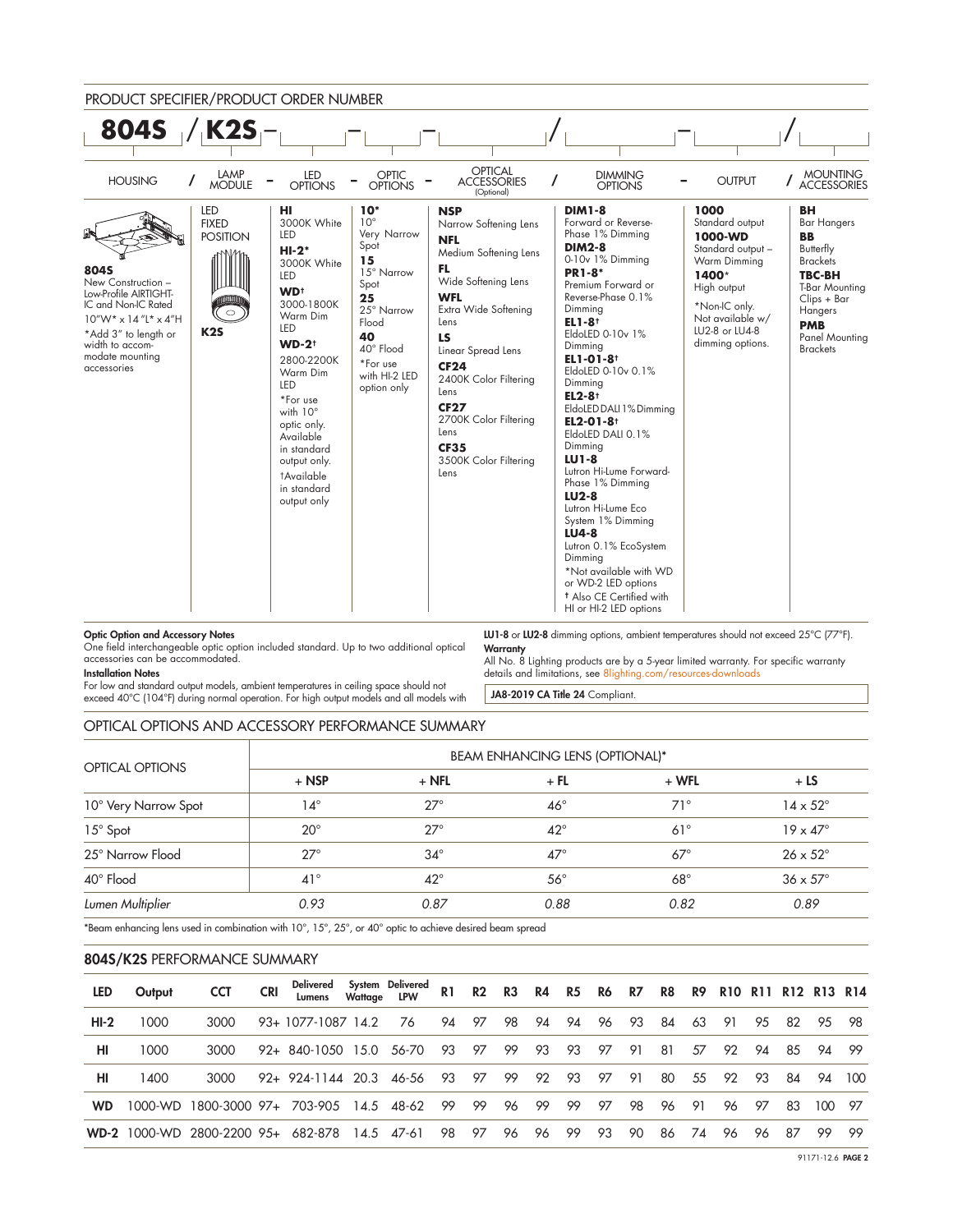## PRODUCT SPECIFIER/PRODUCT ORDER NUMBER

**804S** / **K2S** – ____ – ____ – ____ / ____ – ____ / ____

| HOUSING | LAMP MODULE | LED OPTIONS | OPTIC OPTIONS | OPTICAL ACCESSORIES (Optional) | DIMMING OPTIONS | OUTPUT | MOUNTING ACCESSORIES |
|---|---|---|---|---|---|---|---|
| **804S** New Construction – Low-Profile AIRTIGHT-IC and Non-IC Rated 10"W* x 14"L* x 4"H *Add 3" to length or width to accommodate mounting accessories | LED FIXED POSITION **K2S** | **HI** 3000K White LED **HI-2*** 3000K White LED **WD†** 3000-1800K Warm Dim LED **WD-2†** 2800-2200K Warm Dim LED *For use with 10° optic only. Available in standard output only. †Available in standard output only | **10*** 10° Very Narrow Spot **15** 15° Narrow Spot **25** 25° Narrow Flood **40** 40° Flood *For use with HI-2 LED option only | **NSP** Narrow Softening Lens **NFL** Medium Softening Lens **FL** Wide Softening Lens **WFL** Extra Wide Softening Lens **LS** Linear Spread Lens **CF24** 2400K Color Filtering Lens **CF27** 2700K Color Filtering Lens **CF35** 3500K Color Filtering Lens | **DIM1-8** Forward or Reverse-Phase 1% Dimming **DIM2-8** 0-10v 1% Dimming **PR1-8*** Premium Forward or Reverse-Phase 0.1% Dimming **EL1-8†** EldoLED 0-10v 1% Dimming **EL1-01-8†** EldoLED 0-10v 0.1% Dimming **EL2-8†** EldoLED DALI 1% Dimming **EL2-01-8†** EldoLED DALI 0.1% Dimming **LU1-8** Lutron Hi-Lume Forward-Phase 1% Dimming **LU2-8** Lutron Hi-Lume Eco System 1% Dimming **LU4-8** Lutron 0.1% EcoSystem Dimming *Not available with WD or WD-2 LED options † Also CE Certified with HI or HI-2 LED options | **1000** Standard output **1000-WD** Standard output – Warm Dimming **1400*** High output *Non-IC only. Not available w/ LU2-8 or LU4-8 dimming options. | **BH** Bar Hangers **BB** Butterfly Brackets **TBC-BH** T-Bar Mounting Clips + Bar Hangers **PMB** Panel Mounting Brackets |

**Optic Option and Accessory Notes**
One field interchangeable optic option included standard. Up to two additional optical accessories can be accommodated.

**Installation Notes**
For low and standard output models, ambient temperatures in ceiling space should not exceed 40°C (104°F) during normal operation. For high output models and all models with **LU1-8** or **LU2-8** dimming options, ambient temperatures should not exceed 25°C (77°F).

**Warranty**
All No. 8 Lighting products are by a 5-year limited warranty. For specific warranty details and limitations, see 8lighting.com/resources-downloads

**JA8-2019 CA Title 24** Compliant.

## OPTICAL OPTIONS AND ACCESSORY PERFORMANCE SUMMARY

| OPTICAL OPTIONS | BEAM ENHANCING LENS (OPTIONAL)* | | | | |
|---|---|---|---|---|---|
| | + NSP | + NFL | + FL | + WFL | + LS |
| 10° Very Narrow Spot | 14° | 27° | 46° | 71° | 14 x 52° |
| 15° Spot | 20° | 27° | 42° | 61° | 19 x 47° |
| 25° Narrow Flood | 27° | 34° | 47° | 67° | 26 x 52° |
| 40° Flood | 41° | 42° | 56° | 68° | 36 x 57° |
| *Lumen Multiplier* | *0.93* | *0.87* | *0.88* | *0.82* | *0.89* |

*Beam enhancing lens used in combination with 10°, 15°, 25°, or 40° optic to achieve desired beam spread

## 804S/K2S PERFORMANCE SUMMARY

| LED | Output | CCT | CRI | Delivered Lumens | System Wattage | Delivered LPW | R1 | R2 | R3 | R4 | R5 | R6 | R7 | R8 | R9 | R10 | R11 | R12 | R13 | R14 |
|---|---|---|---|---|---|---|---|---|---|---|---|---|---|---|---|---|---|---|---|---|
| **HI-2** | 1000 | 3000 | 93+ | 1077-1087 | 14.2 | 76 | 94 | 97 | 98 | 94 | 94 | 96 | 93 | 84 | 63 | 91 | 95 | 82 | 95 | 98 |
| **HI** | 1000 | 3000 | 92+ | 840-1050 | 15.0 | 56-70 | 93 | 97 | 99 | 93 | 93 | 97 | 91 | 81 | 57 | 92 | 94 | 85 | 94 | 99 |
| **HI** | 1400 | 3000 | 92+ | 924-1144 | 20.3 | 46-56 | 93 | 97 | 99 | 92 | 93 | 97 | 91 | 80 | 55 | 92 | 93 | 84 | 94 | 100 |
| **WD** | 1000-WD | 1800-3000 | 97+ | 703-905 | 14.5 | 48-62 | 99 | 99 | 96 | 99 | 99 | 97 | 98 | 96 | 91 | 96 | 97 | 83 | 100 | 97 |
| **WD-2** | 1000-WD | 2800-2200 | 95+ | 682-878 | 14.5 | 47-61 | 98 | 97 | 96 | 96 | 99 | 93 | 90 | 86 | 74 | 96 | 96 | 87 | 99 | 99 |

91171-12.6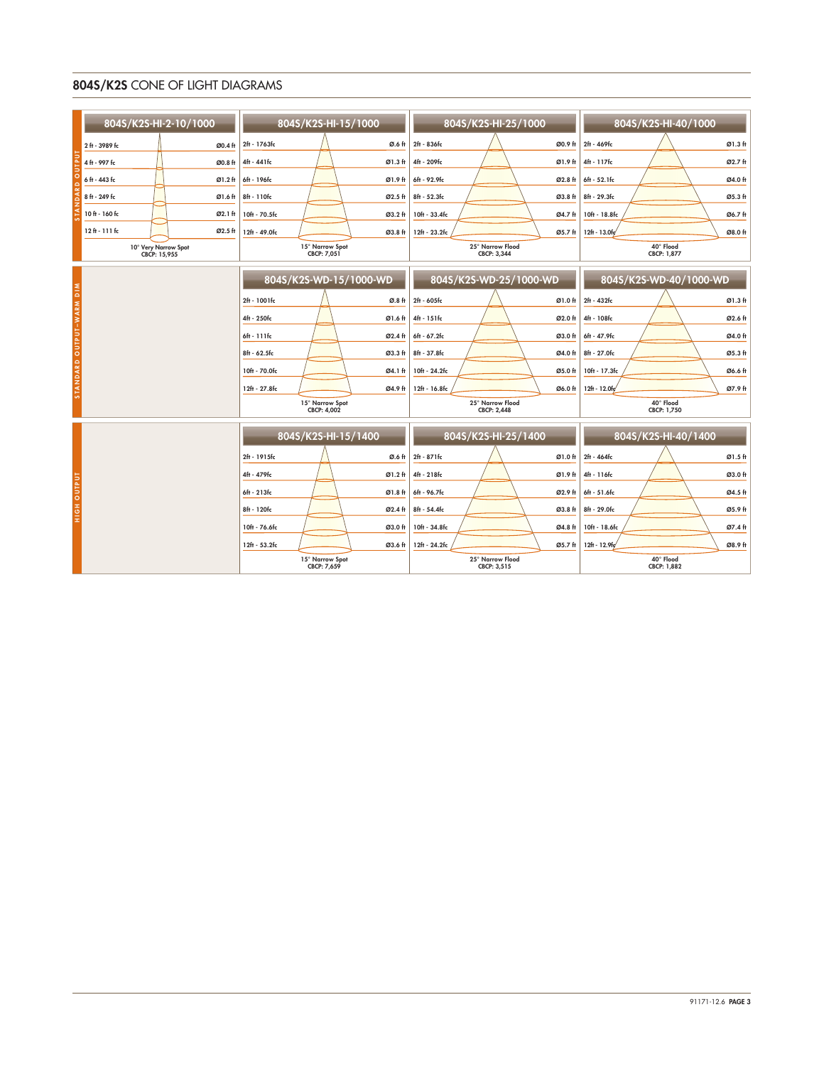## 804S/K2S CONE OF LIGHT DIAGRAMS

### STANDARD OUTPUT

**804S/K2S-HI-2-10/1000**

2 ft - 3989 fc Ø0.4 ft
4 ft - 997 fc Ø0.8 ft
6 ft - 443 fc Ø1.2 ft
8 ft - 249 fc Ø1.6 ft
10 ft - 160 fc Ø2.1 ft
12 ft - 111 fc Ø2.5 ft
10° Very Narrow Spot
CBCP: 15,955

**804S/K2S-HI-15/1000**

2ft - 1763fc Ø.6 ft
4ft - 441fc Ø1.3 ft
6ft - 196fc Ø1.9 ft
8ft - 110fc Ø2.5 ft
10ft - 70.5fc Ø3.2 ft
12ft - 49.0fc Ø3.8 ft
15° Narrow Spot
CBCP: 7,051

**804S/K2S-HI-25/1000**

2ft - 836fc Ø0.9 ft
4ft - 209fc Ø1.9 ft
6ft - 92.9fc Ø2.8 ft
8ft - 52.3fc Ø3.8 ft
10ft - 33.4fc Ø4.7 ft
12ft - 23.2fc Ø5.7 ft
25° Narrow Flood
CBCP: 3,344

**804S/K2S-HI-40/1000**

2ft - 469fc Ø1.3 ft
4ft - 117fc Ø2.7 ft
6ft - 52.1fc Ø4.0 ft
8ft - 29.3fc Ø5.3 ft
10ft - 18.8fc Ø6.7 ft
12ft - 13.0fc Ø8.0 ft
40° Flood
CBCP: 1,877

### STANDARD OUTPUT-WARM DIM

**804S/K2S-WD-15/1000-WD**

2ft - 1001fc Ø.8 ft
4ft - 250fc Ø1.6 ft
6ft - 111fc Ø2.4 ft
8ft - 62.5fc Ø3.3 ft
10ft - 70.0fc Ø4.1 ft
12ft - 27.8fc Ø4.9 ft
15° Narrow Spot
CBCP: 4,002

**804S/K2S-WD-25/1000-WD**

2ft - 605fc Ø1.0 ft
4ft - 151fc Ø2.0 ft
6ft - 67.2fc Ø3.0 ft
8ft - 37.8fc Ø4.0 ft
10ft - 24.2fc Ø5.0 ft
12ft - 16.8fc Ø6.0 ft
25° Narrow Flood
CBCP: 2,448

**804S/K2S-WD-40/1000-WD**

2ft - 432fc Ø1.3 ft
4ft - 108fc Ø2.6 ft
6ft - 47.9fc Ø4.0 ft
8ft - 27.0fc Ø5.3 ft
10ft - 17.3fc Ø6.6 ft
12ft - 12.0fc Ø7.9 ft
40° Flood
CBCP: 1,750

### HIGH OUTPUT

**804S/K2S-HI-15/1400**

2ft - 1915fc Ø.6 ft
4ft - 479fc Ø1.2 ft
6ft - 213fc Ø1.8 ft
8ft - 120fc Ø2.4 ft
10ft - 76.6fc Ø3.0 ft
12ft - 53.2fc Ø3.6 ft
15° Narrow Spot
CBCP: 7,659

**804S/K2S-HI-25/1400**

2ft - 871fc Ø1.0 ft
4ft - 218fc Ø1.9 ft
6ft - 96.7fc Ø2.9 ft
8ft - 54.4fc Ø3.8 ft
10ft - 34.8fc Ø4.8 ft
12ft - 24.2fc Ø5.7 ft
25° Narrow Flood
CBCP: 3,515

**804S/K2S-HI-40/1400**

2ft - 464fc Ø1.5 ft
4ft - 116fc Ø3.0 ft
6ft - 51.6fc Ø4.5 ft
8ft - 29.0fc Ø5.9 ft
10ft - 18.6fc Ø7.4 ft
12ft - 12.9fc Ø8.9 ft
40° Flood
CBCP: 1,882

91171-12.6